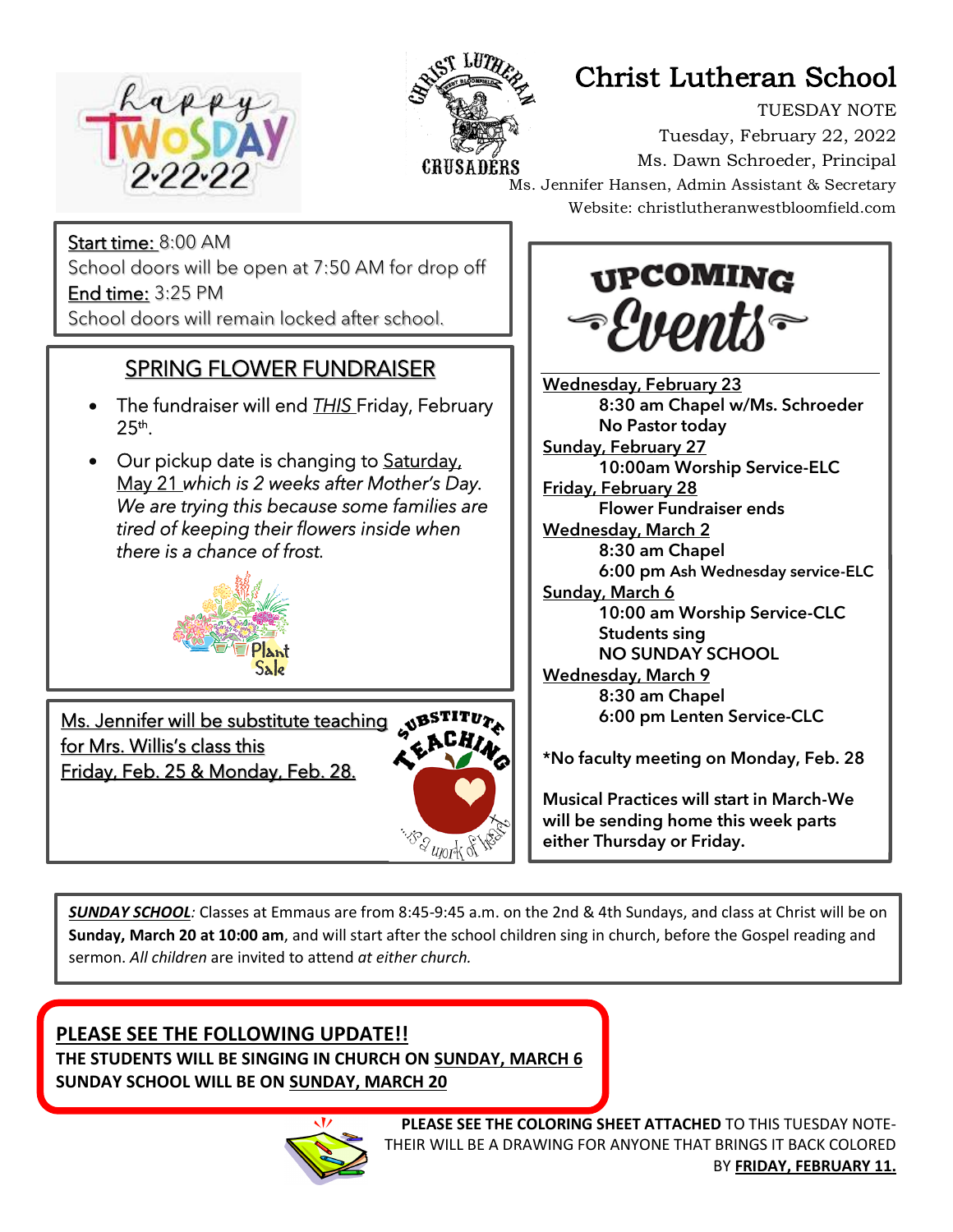# Christ Lutheran School

TUESDAY NOTE
Tuesday, February 22, 2022
Ms. Dawn Schroeder, Principal
Ms. Jennifer Hansen, Admin Assistant & Secretary
Website: christlutheranwestbloomfield.com

happy TWOSDAY 2•22•22

CHRIST LUTHERAN WEST BLOOMFIELD CRUSADERS

Start time: 8:00 AM
School doors will be open at 7:50 AM for drop off
End time: 3:25 PM
School doors will remain locked after school.

## SPRING FLOWER FUNDRAISER

- The fundraiser will end *THIS* Friday, February 25th.
- Our pickup date is changing to Saturday, May 21 *which is 2 weeks after Mother's Day. We are trying this because some families are tired of keeping their flowers inside when there is a chance of frost.*

Plant Sale

Ms. Jennifer will be substitute teaching for Mrs. Willis's class this Friday, Feb. 25 & Monday, Feb. 28.

SUBSTITUTE TEACHING ...is a work of heart

## UPCOMING Events

**Wednesday, February 23**
- **8:30 am Chapel w/Ms. Schroeder**
- **No Pastor today**

**Sunday, February 27**
- **10:00am Worship Service-ELC**

**Friday, February 28**
- **Flower Fundraiser ends**

**Wednesday, March 2**
- **8:30 am Chapel**
- **6:00 pm Ash Wednesday service-ELC**

**Sunday, March 6**
- **10:00 am Worship Service-CLC**
- **Students sing**
- **NO SUNDAY SCHOOL**

**Wednesday, March 9**
- **8:30 am Chapel**
- **6:00 pm Lenten Service-CLC**

**\*No faculty meeting on Monday, Feb. 28**

**Musical Practices will start in March-We will be sending home this week parts either Thursday or Friday.**

***SUNDAY SCHOOL***: Classes at Emmaus are from 8:45-9:45 a.m. on the 2nd & 4th Sundays, and class at Christ will be on **Sunday, March 20 at 10:00 am**, and will start after the school children sing in church, before the Gospel reading and sermon. *All children* are invited to attend *at either church.*

**PLEASE SEE THE FOLLOWING UPDATE!!**
**THE STUDENTS WILL BE SINGING IN CHURCH ON SUNDAY, MARCH 6**
**SUNDAY SCHOOL WILL BE ON SUNDAY, MARCH 20**

**PLEASE SEE THE COLORING SHEET ATTACHED** TO THIS TUESDAY NOTE- THEIR WILL BE A DRAWING FOR ANYONE THAT BRINGS IT BACK COLORED BY **FRIDAY, FEBRUARY 11.**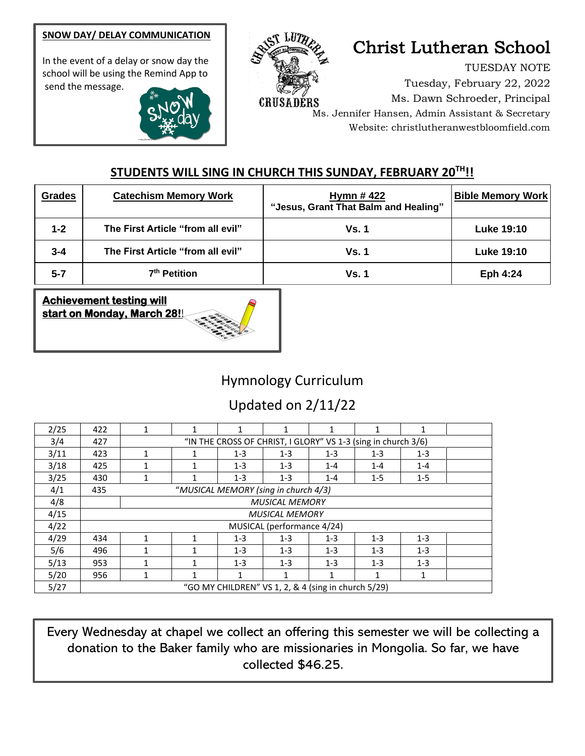**SNOW DAY/ DELAY COMMUNICATION**

In the event of a delay or snow day the school will be using the Remind App to send the message.

# Christ Lutheran School

TUESDAY NOTE
Tuesday, February 22, 2022
Ms. Dawn Schroeder, Principal
Ms. Jennifer Hansen, Admin Assistant & Secretary
Website: christlutheranwestbloomfield.com

## STUDENTS WILL SING IN CHURCH THIS SUNDAY, FEBRUARY 20TH!!

| Grades | Catechism Memory Work | Hymn # 422 "Jesus, Grant That Balm and Healing" | Bible Memory Work |
|---|---|---|---|
| 1-2 | The First Article "from all evil" | Vs. 1 | Luke 19:10 |
| 3-4 | The First Article "from all evil" | Vs. 1 | Luke 19:10 |
| 5-7 | 7th Petition | Vs. 1 | Eph 4:24 |

**Achievement testing will start on Monday, March 28!!**

## Hymnology Curriculum

## Updated on 2/11/22

| | | | | | | | | | |
|---|---|---|---|---|---|---|---|---|---|
| 2/25 | 422 | 1 | 1 | 1 | 1 | 1 | 1 | 1 | |
| 3/4 | 427 | "IN THE CROSS OF CHRIST, I GLORY" VS 1-3 (sing in church 3/6) | | | | | | | |
| 3/11 | 423 | 1 | 1 | 1-3 | 1-3 | 1-3 | 1-3 | 1-3 | |
| 3/18 | 425 | 1 | 1 | 1-3 | 1-3 | 1-4 | 1-4 | 1-4 | |
| 3/25 | 430 | 1 | 1 | 1-3 | 1-3 | 1-4 | 1-5 | 1-5 | |
| 4/1 | 435 | "MUSICAL MEMORY (sing in church 4/3) | | | | | | | |
| 4/8 | | MUSICAL MEMORY | | | | | | | |
| 4/15 | MUSICAL MEMORY | | | | | | | | |
| 4/22 | MUSICAL (performance 4/24) | | | | | | | | |
| 4/29 | 434 | 1 | 1 | 1-3 | 1-3 | 1-3 | 1-3 | 1-3 | |
| 5/6 | 496 | 1 | 1 | 1-3 | 1-3 | 1-3 | 1-3 | 1-3 | |
| 5/13 | 953 | 1 | 1 | 1-3 | 1-3 | 1-3 | 1-3 | 1-3 | |
| 5/20 | 956 | 1 | 1 | 1 | 1 | 1 | 1 | 1 | |
| 5/27 | "GO MY CHILDREN" VS 1, 2, & 4 (sing in church 5/29) | | | | | | | | |

Every Wednesday at chapel we collect an offering this semester we will be collecting a donation to the Baker family who are missionaries in Mongolia. So far, we have collected $46.25.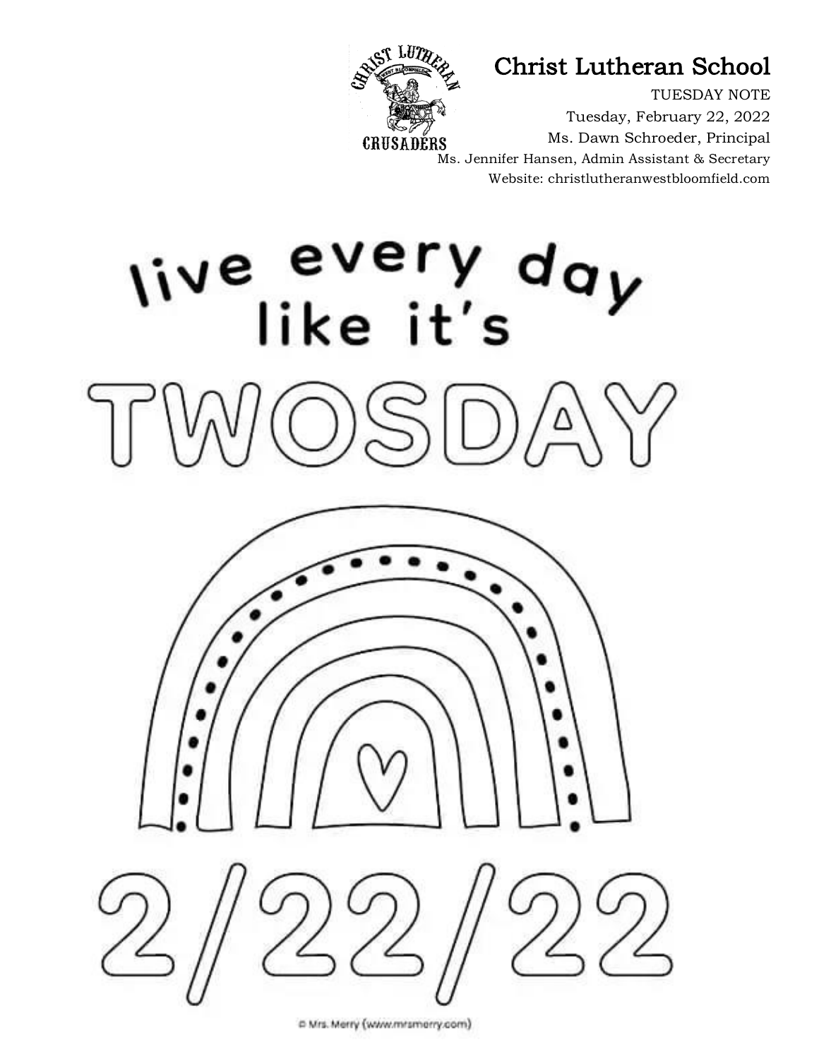# Christ Lutheran School

TUESDAY NOTE
Tuesday, February 22, 2022
Ms. Dawn Schroeder, Principal
Ms. Jennifer Hansen, Admin Assistant & Secretary
Website: christlutheranwestbloomfield.com

live every day like it's

TWOSDAY

2/22/22

© Mrs. Merry (www.mrsmerry.com)